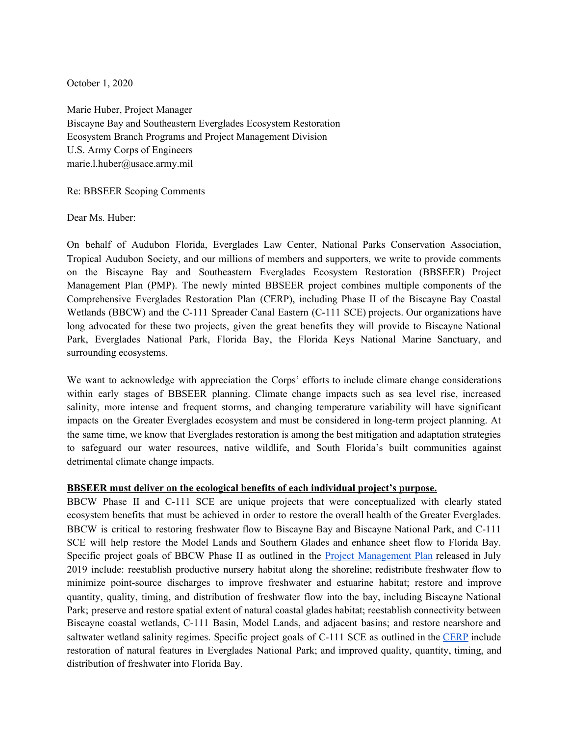October 1, 2020

Marie Huber, Project Manager
Biscayne Bay and Southeastern Everglades Ecosystem Restoration
Ecosystem Branch Programs and Project Management Division
U.S. Army Corps of Engineers
marie.l.huber@usace.army.mil

Re: BBSEER Scoping Comments

Dear Ms. Huber:

On behalf of Audubon Florida, Everglades Law Center, National Parks Conservation Association, Tropical Audubon Society, and our millions of members and supporters, we write to provide comments on the Biscayne Bay and Southeastern Everglades Ecosystem Restoration (BBSEER) Project Management Plan (PMP). The newly minted BBSEER project combines multiple components of the Comprehensive Everglades Restoration Plan (CERP), including Phase II of the Biscayne Bay Coastal Wetlands (BBCW) and the C-111 Spreader Canal Eastern (C-111 SCE) projects. Our organizations have long advocated for these two projects, given the great benefits they will provide to Biscayne National Park, Everglades National Park, Florida Bay, the Florida Keys National Marine Sanctuary, and surrounding ecosystems.

We want to acknowledge with appreciation the Corps' efforts to include climate change considerations within early stages of BBSEER planning. Climate change impacts such as sea level rise, increased salinity, more intense and frequent storms, and changing temperature variability will have significant impacts on the Greater Everglades ecosystem and must be considered in long-term project planning. At the same time, we know that Everglades restoration is among the best mitigation and adaptation strategies to safeguard our water resources, native wildlife, and South Florida's built communities against detrimental climate change impacts.

**BBSEER must deliver on the ecological benefits of each individual project's purpose.**

BBCW Phase II and C-111 SCE are unique projects that were conceptualized with clearly stated ecosystem benefits that must be achieved in order to restore the overall health of the Greater Everglades. BBCW is critical to restoring freshwater flow to Biscayne Bay and Biscayne National Park, and C-111 SCE will help restore the Model Lands and Southern Glades and enhance sheet flow to Florida Bay. Specific project goals of BBCW Phase II as outlined in the Project Management Plan released in July 2019 include: reestablish productive nursery habitat along the shoreline; redistribute freshwater flow to minimize point-source discharges to improve freshwater and estuarine habitat; restore and improve quantity, quality, timing, and distribution of freshwater flow into the bay, including Biscayne National Park; preserve and restore spatial extent of natural coastal glades habitat; reestablish connectivity between Biscayne coastal wetlands, C-111 Basin, Model Lands, and adjacent basins; and restore nearshore and saltwater wetland salinity regimes. Specific project goals of C-111 SCE as outlined in the CERP include restoration of natural features in Everglades National Park; and improved quality, quantity, timing, and distribution of freshwater into Florida Bay.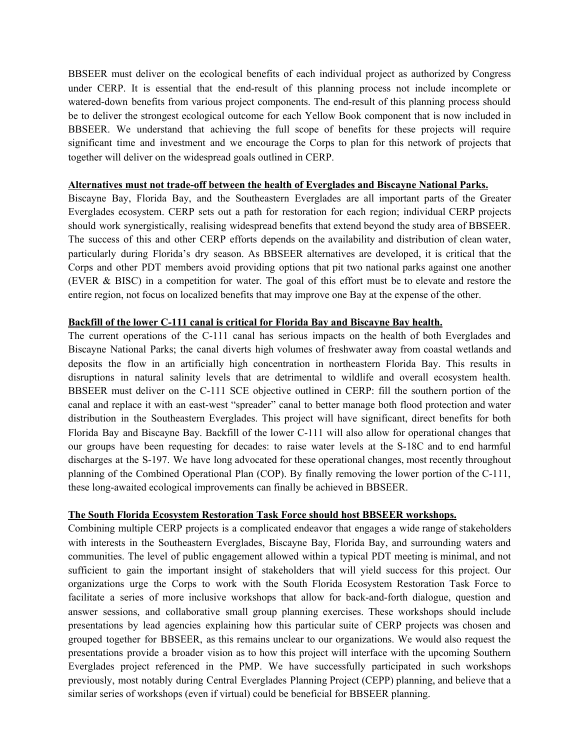BBSEER must deliver on the ecological benefits of each individual project as authorized by Congress under CERP. It is essential that the end-result of this planning process not include incomplete or watered-down benefits from various project components. The end-result of this planning process should be to deliver the strongest ecological outcome for each Yellow Book component that is now included in BBSEER. We understand that achieving the full scope of benefits for these projects will require significant time and investment and we encourage the Corps to plan for this network of projects that together will deliver on the widespread goals outlined in CERP.

**Alternatives must not trade-off between the health of Everglades and Biscayne National Parks.**

Biscayne Bay, Florida Bay, and the Southeastern Everglades are all important parts of the Greater Everglades ecosystem. CERP sets out a path for restoration for each region; individual CERP projects should work synergistically, realising widespread benefits that extend beyond the study area of BBSEER. The success of this and other CERP efforts depends on the availability and distribution of clean water, particularly during Florida's dry season. As BBSEER alternatives are developed, it is critical that the Corps and other PDT members avoid providing options that pit two national parks against one another (EVER & BISC) in a competition for water. The goal of this effort must be to elevate and restore the entire region, not focus on localized benefits that may improve one Bay at the expense of the other.

**Backfill of the lower C-111 canal is critical for Florida Bay and Biscayne Bay health.**

The current operations of the C-111 canal has serious impacts on the health of both Everglades and Biscayne National Parks; the canal diverts high volumes of freshwater away from coastal wetlands and deposits the flow in an artificially high concentration in northeastern Florida Bay. This results in disruptions in natural salinity levels that are detrimental to wildlife and overall ecosystem health. BBSEER must deliver on the C-111 SCE objective outlined in CERP: fill the southern portion of the canal and replace it with an east-west "spreader" canal to better manage both flood protection and water distribution in the Southeastern Everglades. This project will have significant, direct benefits for both Florida Bay and Biscayne Bay. Backfill of the lower C-111 will also allow for operational changes that our groups have been requesting for decades: to raise water levels at the S-18C and to end harmful discharges at the S-197. We have long advocated for these operational changes, most recently throughout planning of the Combined Operational Plan (COP). By finally removing the lower portion of the C-111, these long-awaited ecological improvements can finally be achieved in BBSEER.

**The South Florida Ecosystem Restoration Task Force should host BBSEER workshops.**

Combining multiple CERP projects is a complicated endeavor that engages a wide range of stakeholders with interests in the Southeastern Everglades, Biscayne Bay, Florida Bay, and surrounding waters and communities. The level of public engagement allowed within a typical PDT meeting is minimal, and not sufficient to gain the important insight of stakeholders that will yield success for this project. Our organizations urge the Corps to work with the South Florida Ecosystem Restoration Task Force to facilitate a series of more inclusive workshops that allow for back-and-forth dialogue, question and answer sessions, and collaborative small group planning exercises. These workshops should include presentations by lead agencies explaining how this particular suite of CERP projects was chosen and grouped together for BBSEER, as this remains unclear to our organizations. We would also request the presentations provide a broader vision as to how this project will interface with the upcoming Southern Everglades project referenced in the PMP. We have successfully participated in such workshops previously, most notably during Central Everglades Planning Project (CEPP) planning, and believe that a similar series of workshops (even if virtual) could be beneficial for BBSEER planning.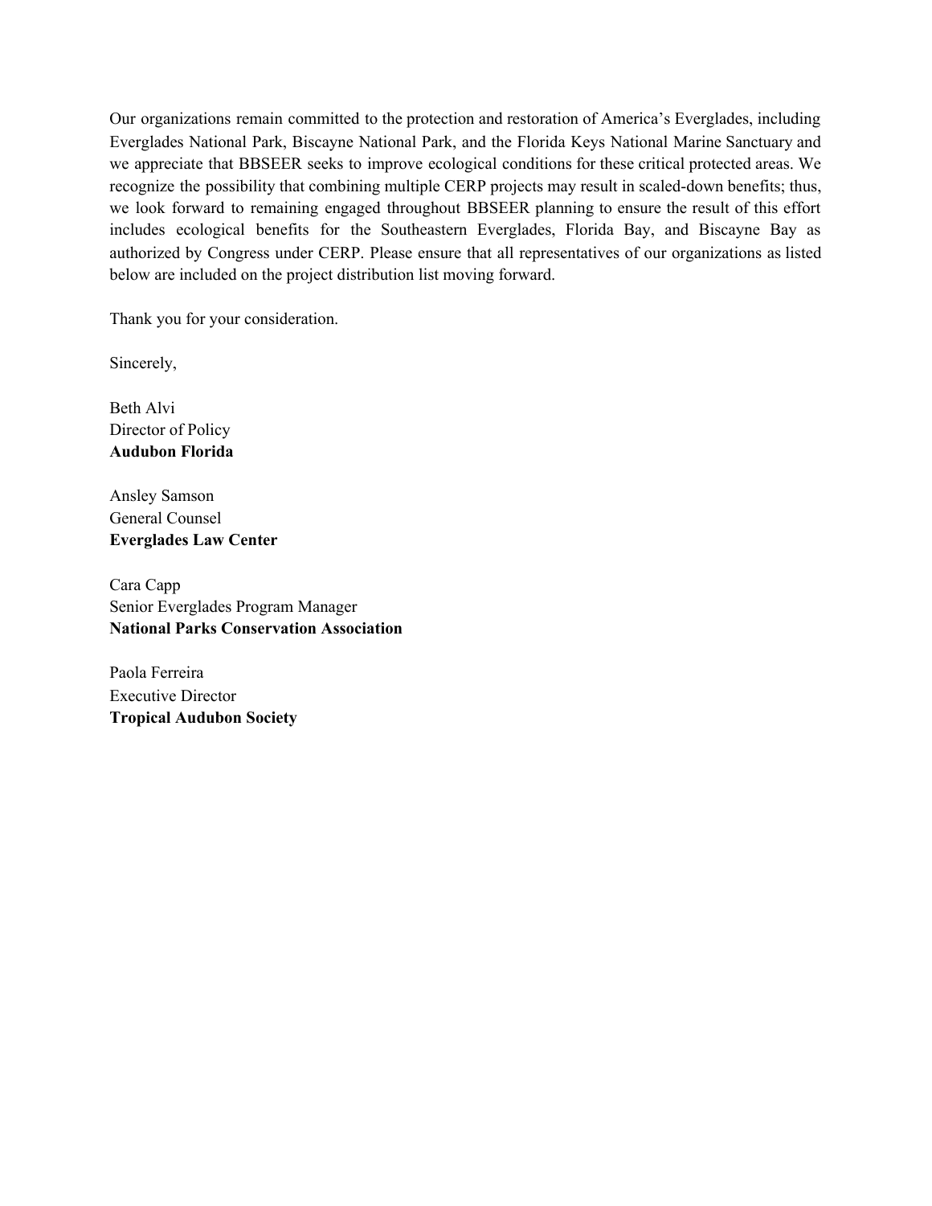Our organizations remain committed to the protection and restoration of America's Everglades, including Everglades National Park, Biscayne National Park, and the Florida Keys National Marine Sanctuary and we appreciate that BBSEER seeks to improve ecological conditions for these critical protected areas. We recognize the possibility that combining multiple CERP projects may result in scaled-down benefits; thus, we look forward to remaining engaged throughout BBSEER planning to ensure the result of this effort includes ecological benefits for the Southeastern Everglades, Florida Bay, and Biscayne Bay as authorized by Congress under CERP. Please ensure that all representatives of our organizations as listed below are included on the project distribution list moving forward.

Thank you for your consideration.

Sincerely,

Beth Alvi
Director of Policy
**Audubon Florida**

Ansley Samson
General Counsel
**Everglades Law Center**

Cara Capp
Senior Everglades Program Manager
**National Parks Conservation Association**

Paola Ferreira
Executive Director
**Tropical Audubon Society**